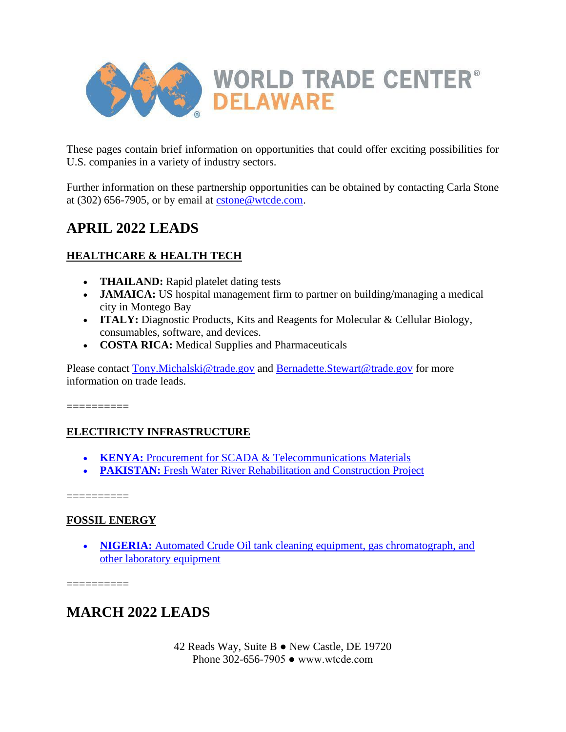# WORLD TRADE CENTER® DELAWARE

These pages contain brief information on opportunities that could offer exciting possibilities for U.S. companies in a variety of industry sectors.

Further information on these partnership opportunities can be obtained by contacting Carla Stone at (302) 656-7905, or by email at cstone@wtcde.com.

## APRIL 2022 LEADS

### HEALTHCARE & HEALTH TECH

- **THAILAND:** Rapid platelet dating tests
- **JAMAICA:** US hospital management firm to partner on building/managing a medical city in Montego Bay
- **ITALY:** Diagnostic Products, Kits and Reagents for Molecular & Cellular Biology, consumables, software, and devices.
- **COSTA RICA:** Medical Supplies and Pharmaceuticals

Please contact Tony.Michalski@trade.gov and Bernadette.Stewart@trade.gov for more information on trade leads.

==========

### ELECTIRICTY INFRASTRUCTURE

- **KENYA:** Procurement for SCADA & Telecommunications Materials
- **PAKISTAN:** Fresh Water River Rehabilitation and Construction Project

==========

### FOSSIL ENERGY

- **NIGERIA:** Automated Crude Oil tank cleaning equipment, gas chromatograph, and other laboratory equipment

==========

## MARCH 2022 LEADS

42 Reads Way, Suite B ● New Castle, DE 19720
Phone 302-656-7905 ● www.wtcde.com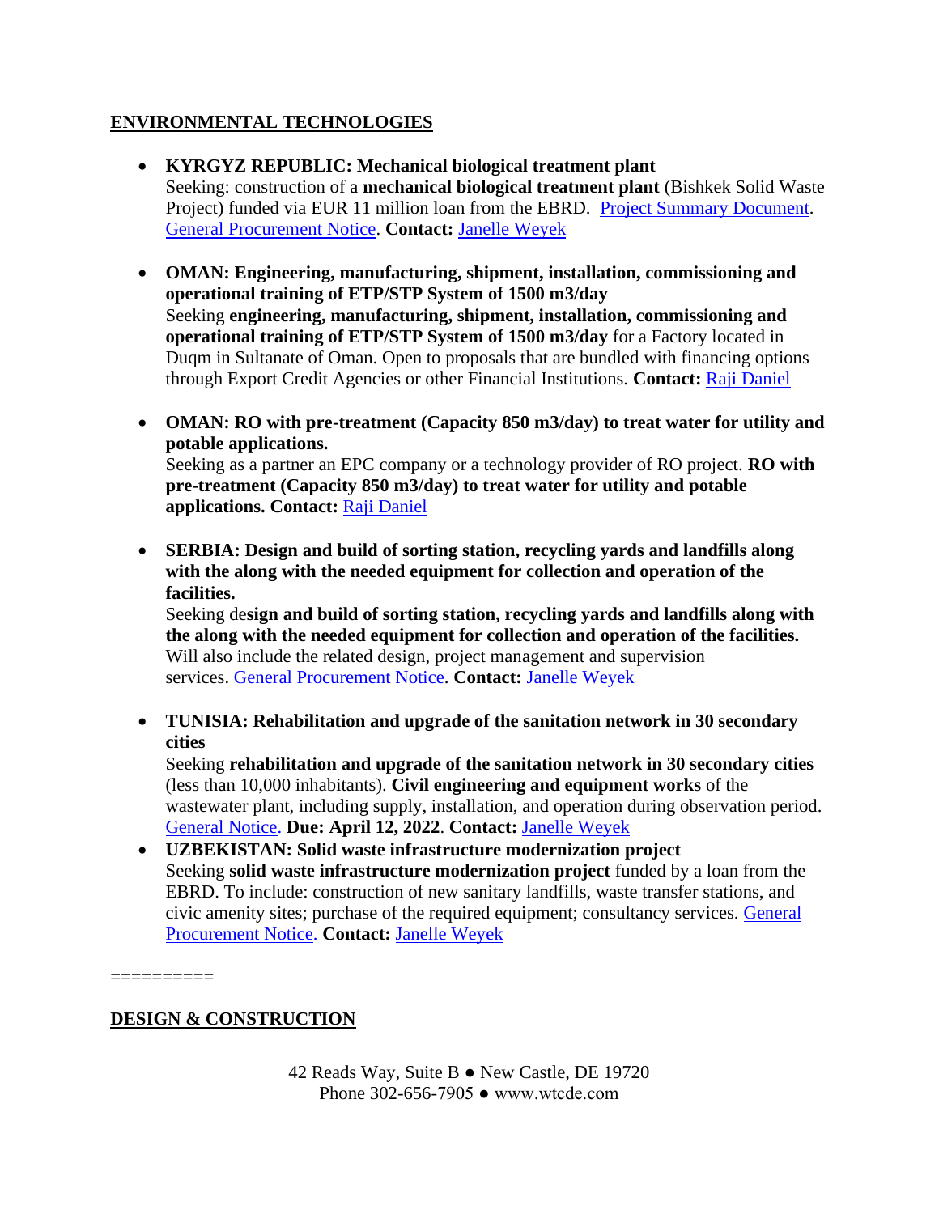## ENVIRONMENTAL TECHNOLOGIES

- **KYRGYZ REPUBLIC: Mechanical biological treatment plant**
  Seeking: construction of a **mechanical biological treatment plant** (Bishkek Solid Waste Project) funded via EUR 11 million loan from the EBRD. Project Summary Document. General Procurement Notice. **Contact:** Janelle Weyek

- **OMAN: Engineering, manufacturing, shipment, installation, commissioning and operational training of ETP/STP System of 1500 m3/day**
  Seeking **engineering, manufacturing, shipment, installation, commissioning and operational training of ETP/STP System of 1500 m3/day** for a Factory located in Duqm in Sultanate of Oman. Open to proposals that are bundled with financing options through Export Credit Agencies or other Financial Institutions. **Contact:** Raji Daniel

- **OMAN: RO with pre-treatment (Capacity 850 m3/day) to treat water for utility and potable applications.**
  Seeking as a partner an EPC company or a technology provider of RO project. **RO with pre-treatment (Capacity 850 m3/day) to treat water for utility and potable applications. Contact:** Raji Daniel

- **SERBIA: Design and build of sorting station, recycling yards and landfills along with the along with the needed equipment for collection and operation of the facilities.**
  Seeking de**sign and build of sorting station, recycling yards and landfills along with the along with the needed equipment for collection and operation of the facilities.** Will also include the related design, project management and supervision services. General Procurement Notice. **Contact:** Janelle Weyek

- **TUNISIA: Rehabilitation and upgrade of the sanitation network in 30 secondary cities**
  Seeking **rehabilitation and upgrade of the sanitation network in 30 secondary cities** (less than 10,000 inhabitants). **Civil engineering and equipment works** of the wastewater plant, including supply, installation, and operation during observation period. General Notice. **Due: April 12, 2022**. **Contact:** Janelle Weyek

- **UZBEKISTAN: Solid waste infrastructure modernization project**
  Seeking **solid waste infrastructure modernization project** funded by a loan from the EBRD. To include: construction of new sanitary landfills, waste transfer stations, and civic amenity sites; purchase of the required equipment; consultancy services. General Procurement Notice. **Contact:** Janelle Weyek

==========

## DESIGN & CONSTRUCTION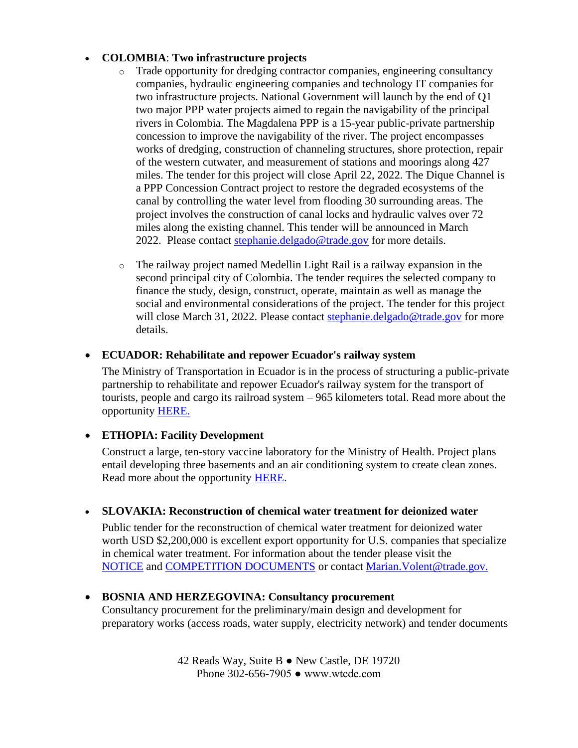- **COLOMBIA**: **Two infrastructure projects**
  - Trade opportunity for dredging contractor companies, engineering consultancy companies, hydraulic engineering companies and technology IT companies for two infrastructure projects. National Government will launch by the end of Q1 two major PPP water projects aimed to regain the navigability of the principal rivers in Colombia. The Magdalena PPP is a 15-year public-private partnership concession to improve the navigability of the river. The project encompasses works of dredging, construction of channeling structures, shore protection, repair of the western cutwater, and measurement of stations and moorings along 427 miles. The tender for this project will close April 22, 2022. The Dique Channel is a PPP Concession Contract project to restore the degraded ecosystems of the canal by controlling the water level from flooding 30 surrounding areas. The project involves the construction of canal locks and hydraulic valves over 72 miles along the existing channel. This tender will be announced in March 2022. Please contact stephanie.delgado@trade.gov for more details.

  - The railway project named Medellin Light Rail is a railway expansion in the second principal city of Colombia. The tender requires the selected company to finance the study, design, construct, operate, maintain as well as manage the social and environmental considerations of the project. The tender for this project will close March 31, 2022. Please contact stephanie.delgado@trade.gov for more details.

- **ECUADOR: Rehabilitate and repower Ecuador's railway system**

  The Ministry of Transportation in Ecuador is in the process of structuring a public-private partnership to rehabilitate and repower Ecuador's railway system for the transport of tourists, people and cargo its railroad system – 965 kilometers total. Read more about the opportunity HERE.

- **ETHOPIA: Facility Development**

  Construct a large, ten-story vaccine laboratory for the Ministry of Health. Project plans entail developing three basements and an air conditioning system to create clean zones. Read more about the opportunity HERE.

- **SLOVAKIA: Reconstruction of chemical water treatment for deionized water**

  Public tender for the reconstruction of chemical water treatment for deionized water worth USD $2,200,000 is excellent export opportunity for U.S. companies that specialize in chemical water treatment. For information about the tender please visit the NOTICE and COMPETITION DOCUMENTS or contact Marian.Volent@trade.gov.

- **BOSNIA AND HERZEGOVINA: Consultancy procurement**

  Consultancy procurement for the preliminary/main design and development for preparatory works (access roads, water supply, electricity network) and tender documents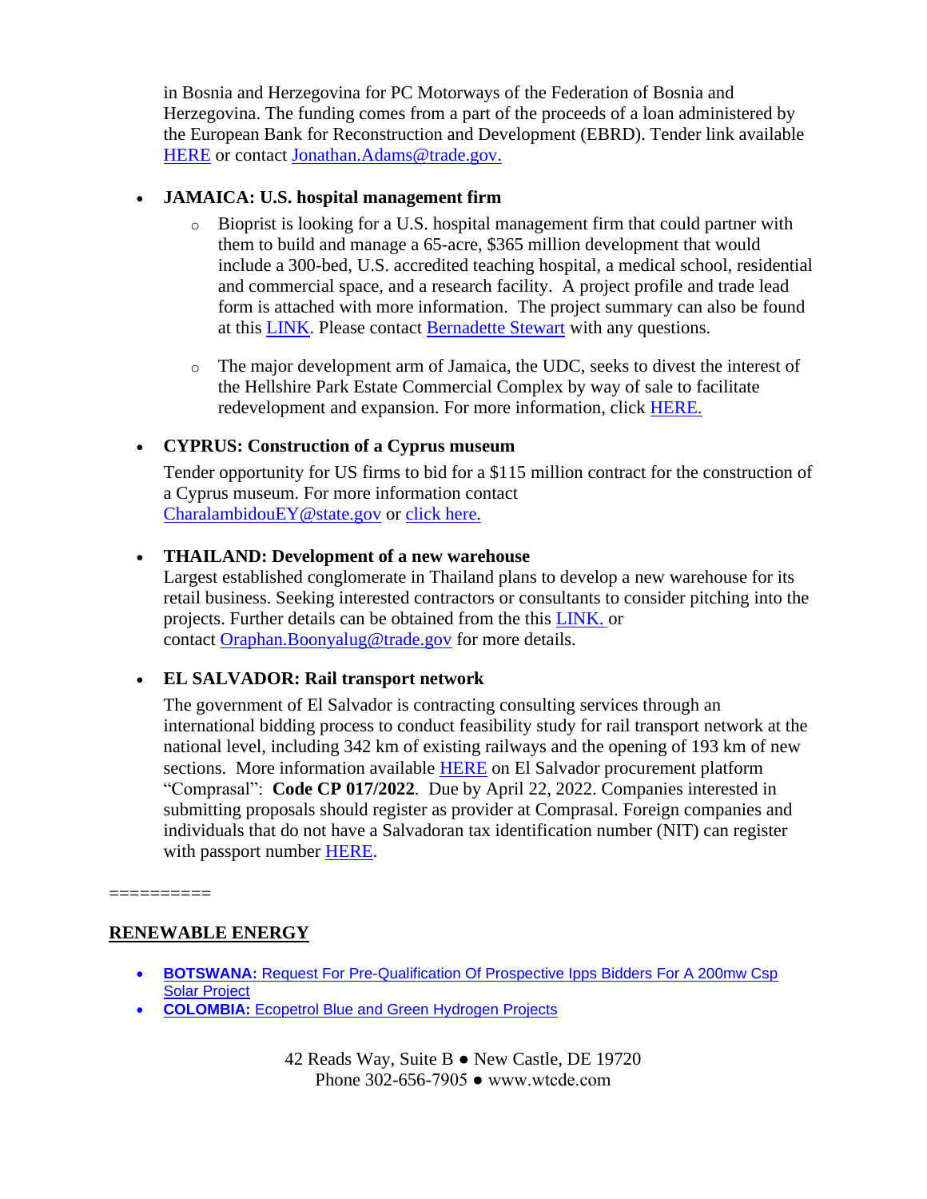in Bosnia and Herzegovina for PC Motorways of the Federation of Bosnia and Herzegovina. The funding comes from a part of the proceeds of a loan administered by the European Bank for Reconstruction and Development (EBRD). Tender link available HERE or contact Jonathan.Adams@trade.gov.

- **JAMAICA: U.S. hospital management firm**
  - Bioprist is looking for a U.S. hospital management firm that could partner with them to build and manage a 65-acre, $365 million development that would include a 300-bed, U.S. accredited teaching hospital, a medical school, residential and commercial space, and a research facility. A project profile and trade lead form is attached with more information. The project summary can also be found at this LINK. Please contact Bernadette Stewart with any questions.
  - The major development arm of Jamaica, the UDC, seeks to divest the interest of the Hellshire Park Estate Commercial Complex by way of sale to facilitate redevelopment and expansion. For more information, click HERE.

- **CYPRUS: Construction of a Cyprus museum**

  Tender opportunity for US firms to bid for a $115 million contract for the construction of a Cyprus museum. For more information contact CharalambidouEY@state.gov or click here.

- **THAILAND: Development of a new warehouse**

  Largest established conglomerate in Thailand plans to develop a new warehouse for its retail business. Seeking interested contractors or consultants to consider pitching into the projects. Further details can be obtained from the this LINK. or contact Oraphan.Boonyalug@trade.gov for more details.

- **EL SALVADOR: Rail transport network**

  The government of El Salvador is contracting consulting services through an international bidding process to conduct feasibility study for rail transport network at the national level, including 342 km of existing railways and the opening of 193 km of new sections. More information available HERE on El Salvador procurement platform "Comprasal": **Code CP 017/2022**. Due by April 22, 2022. Companies interested in submitting proposals should register as provider at Comprasal. Foreign companies and individuals that do not have a Salvadoran tax identification number (NIT) can register with passport number HERE.

==========

## RENEWABLE ENERGY

- **BOTSWANA:** Request For Pre-Qualification Of Prospective Ipps Bidders For A 200mw Csp Solar Project
- **COLOMBIA:** Ecopetrol Blue and Green Hydrogen Projects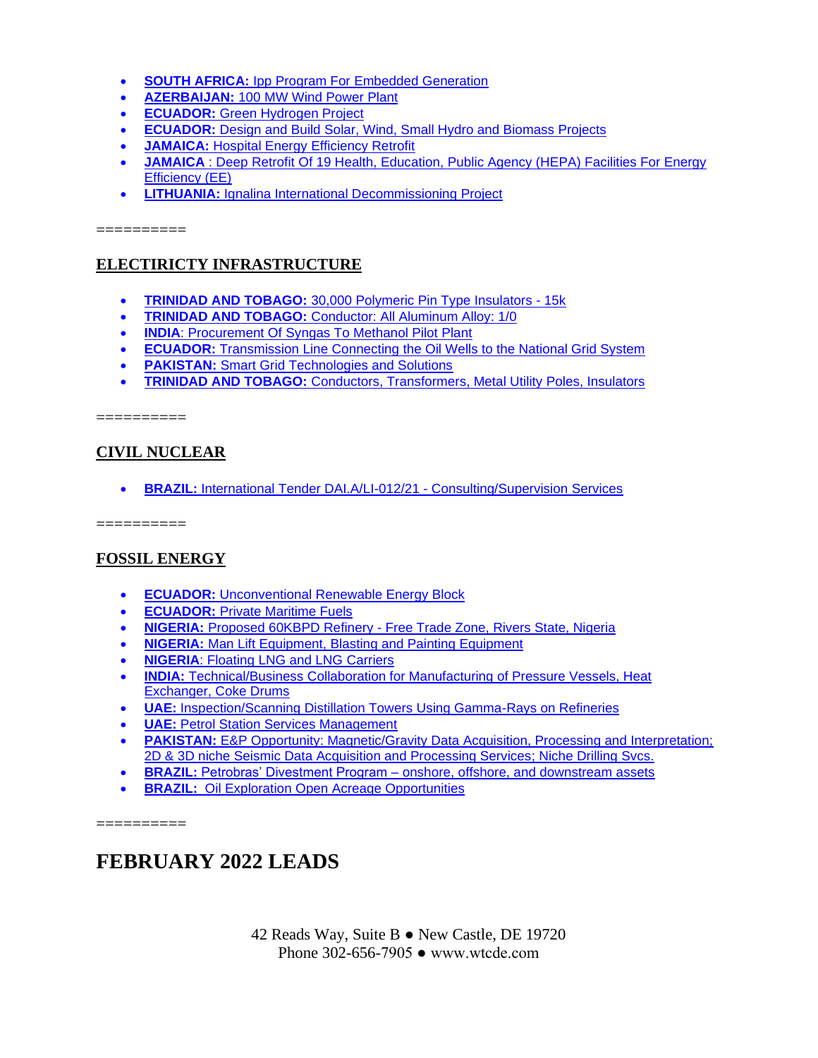- **SOUTH AFRICA:** Ipp Program For Embedded Generation
- **AZERBAIJAN:** 100 MW Wind Power Plant
- **ECUADOR:** Green Hydrogen Project
- **ECUADOR:** Design and Build Solar, Wind, Small Hydro and Biomass Projects
- **JAMAICA:** Hospital Energy Efficiency Retrofit
- **JAMAICA** : Deep Retrofit Of 19 Health, Education, Public Agency (HEPA) Facilities For Energy Efficiency (EE)
- **LITHUANIA:** Ignalina International Decommissioning Project

==========

## ELECTIRICTY INFRASTRUCTURE

- **TRINIDAD AND TOBAGO:** 30,000 Polymeric Pin Type Insulators - 15k
- **TRINIDAD AND TOBAGO:** Conductor: All Aluminum Alloy: 1/0
- **INDIA**: Procurement Of Syngas To Methanol Pilot Plant
- **ECUADOR:** Transmission Line Connecting the Oil Wells to the National Grid System
- **PAKISTAN:** Smart Grid Technologies and Solutions
- **TRINIDAD AND TOBAGO:** Conductors, Transformers, Metal Utility Poles, Insulators

==========

## CIVIL NUCLEAR

- **BRAZIL:** International Tender DAI.A/LI-012/21 - Consulting/Supervision Services

==========

## FOSSIL ENERGY

- **ECUADOR:** Unconventional Renewable Energy Block
- **ECUADOR:** Private Maritime Fuels
- **NIGERIA:** Proposed 60KBPD Refinery - Free Trade Zone, Rivers State, Nigeria
- **NIGERIA:** Man Lift Equipment, Blasting and Painting Equipment
- **NIGERIA**: Floating LNG and LNG Carriers
- **INDIA:** Technical/Business Collaboration for Manufacturing of Pressure Vessels, Heat Exchanger, Coke Drums
- **UAE:** Inspection/Scanning Distillation Towers Using Gamma-Rays on Refineries
- **UAE:** Petrol Station Services Management
- **PAKISTAN:** E&P Opportunity: Magnetic/Gravity Data Acquisition, Processing and Interpretation; 2D & 3D niche Seismic Data Acquisition and Processing Services; Niche Drilling Svcs.
- **BRAZIL:** Petrobras' Divestment Program – onshore, offshore, and downstream assets
- **BRAZIL:** Oil Exploration Open Acreage Opportunities

==========

# FEBRUARY 2022 LEADS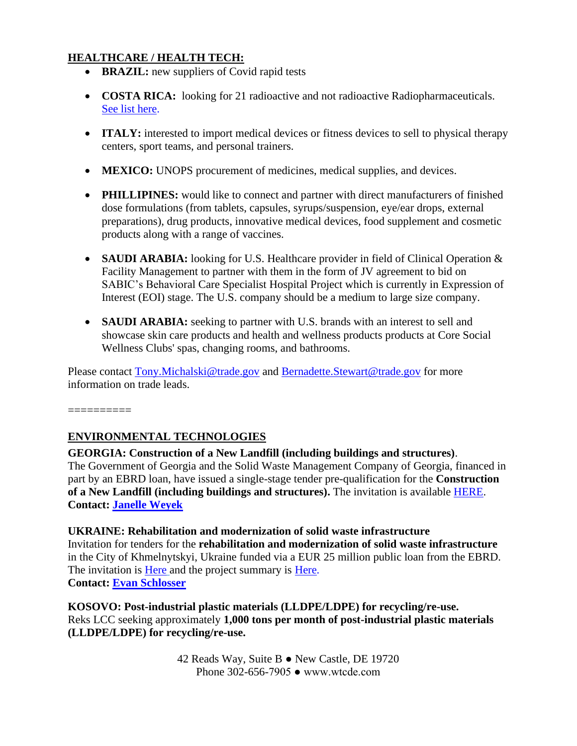## HEALTHCARE / HEALTH TECH:

- **BRAZIL:** new suppliers of Covid rapid tests
- **COSTA RICA:** looking for 21 radioactive and not radioactive Radiopharmaceuticals. See list here.
- **ITALY:** interested to import medical devices or fitness devices to sell to physical therapy centers, sport teams, and personal trainers.
- **MEXICO:** UNOPS procurement of medicines, medical supplies, and devices.
- **PHILLIPINES:** would like to connect and partner with direct manufacturers of finished dose formulations (from tablets, capsules, syrups/suspension, eye/ear drops, external preparations), drug products, innovative medical devices, food supplement and cosmetic products along with a range of vaccines.
- **SAUDI ARABIA:** looking for U.S. Healthcare provider in field of Clinical Operation & Facility Management to partner with them in the form of JV agreement to bid on SABIC's Behavioral Care Specialist Hospital Project which is currently in Expression of Interest (EOI) stage. The U.S. company should be a medium to large size company.
- **SAUDI ARABIA:** seeking to partner with U.S. brands with an interest to sell and showcase skin care products and health and wellness products products at Core Social Wellness Clubs' spas, changing rooms, and bathrooms.

Please contact Tony.Michalski@trade.gov and Bernadette.Stewart@trade.gov for more information on trade leads.

==========

## ENVIRONMENTAL TECHNOLOGIES

**GEORGIA: Construction of a New Landfill (including buildings and structures)**.
The Government of Georgia and the Solid Waste Management Company of Georgia, financed in part by an EBRD loan, have issued a single-stage tender pre-qualification for the **Construction of a New Landfill (including buildings and structures).** The invitation is available HERE.
**Contact: Janelle Weyek**

**UKRAINE: Rehabilitation and modernization of solid waste infrastructure**
Invitation for tenders for the **rehabilitation and modernization of solid waste infrastructure** in the City of Khmelnytskyi, Ukraine funded via a EUR 25 million public loan from the EBRD. The invitation is Here and the project summary is Here.
**Contact: Evan Schlosser**

**KOSOVO: Post-industrial plastic materials (LLDPE/LDPE) for recycling/re-use.**
Reks LCC seeking approximately **1,000 tons per month of post-industrial plastic materials (LLDPE/LDPE) for recycling/re-use.**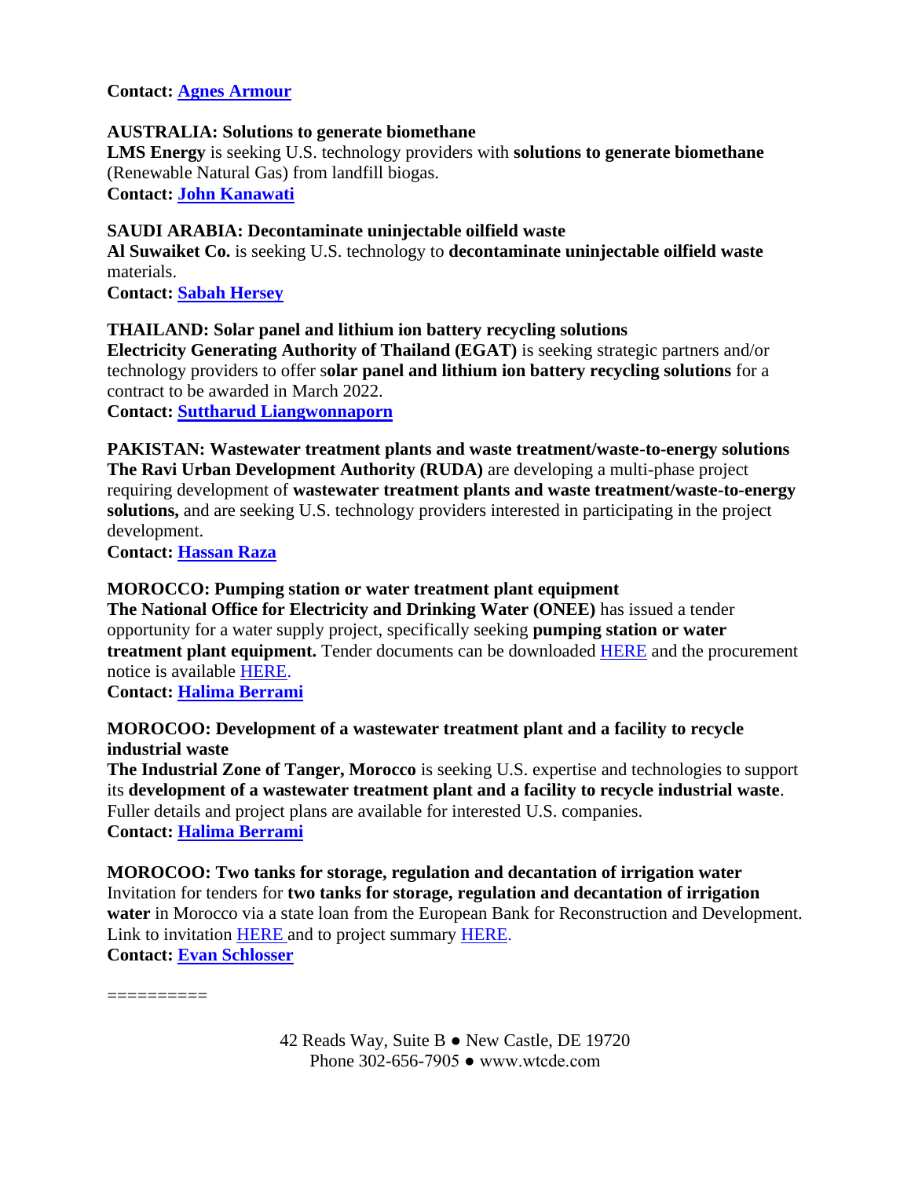**Contact: Agnes Armour**

**AUSTRALIA: Solutions to generate biomethane**
**LMS Energy** is seeking U.S. technology providers with **solutions to generate biomethane** (Renewable Natural Gas) from landfill biogas.
**Contact: John Kanawati**

**SAUDI ARABIA: Decontaminate uninjectable oilfield waste**
**Al Suwaiket Co.** is seeking U.S. technology to **decontaminate uninjectable oilfield waste** materials.
**Contact: Sabah Hersey**

**THAILAND: Solar panel and lithium ion battery recycling solutions**
**Electricity Generating Authority of Thailand (EGAT)** is seeking strategic partners and/or technology providers to offer s**olar panel and lithium ion battery recycling solutions** for a contract to be awarded in March 2022.
**Contact: Suttharud Liangwonnaporn**

**PAKISTAN: Wastewater treatment plants and waste treatment/waste-to-energy solutions**
**The Ravi Urban Development Authority (RUDA)** are developing a multi-phase project requiring development of **wastewater treatment plants and waste treatment/waste-to-energy solutions,** and are seeking U.S. technology providers interested in participating in the project development.
**Contact: Hassan Raza**

**MOROCCO: Pumping station or water treatment plant equipment**
**The National Office for Electricity and Drinking Water (ONEE)** has issued a tender opportunity for a water supply project, specifically seeking **pumping station or water treatment plant equipment.** Tender documents can be downloaded HERE and the procurement notice is available HERE.
**Contact: Halima Berrami**

**MOROCOO: Development of a wastewater treatment plant and a facility to recycle industrial waste**
**The Industrial Zone of Tanger, Morocco** is seeking U.S. expertise and technologies to support its **development of a wastewater treatment plant and a facility to recycle industrial waste**. Fuller details and project plans are available for interested U.S. companies.
**Contact: Halima Berrami**

**MOROCOO: Two tanks for storage, regulation and decantation of irrigation water**
Invitation for tenders for **two tanks for storage, regulation and decantation of irrigation water** in Morocco via a state loan from the European Bank for Reconstruction and Development. Link to invitation HERE and to project summary HERE.
**Contact: Evan Schlosser**

==========

42 Reads Way, Suite B ● New Castle, DE 19720
Phone 302-656-7905 ● www.wtcde.com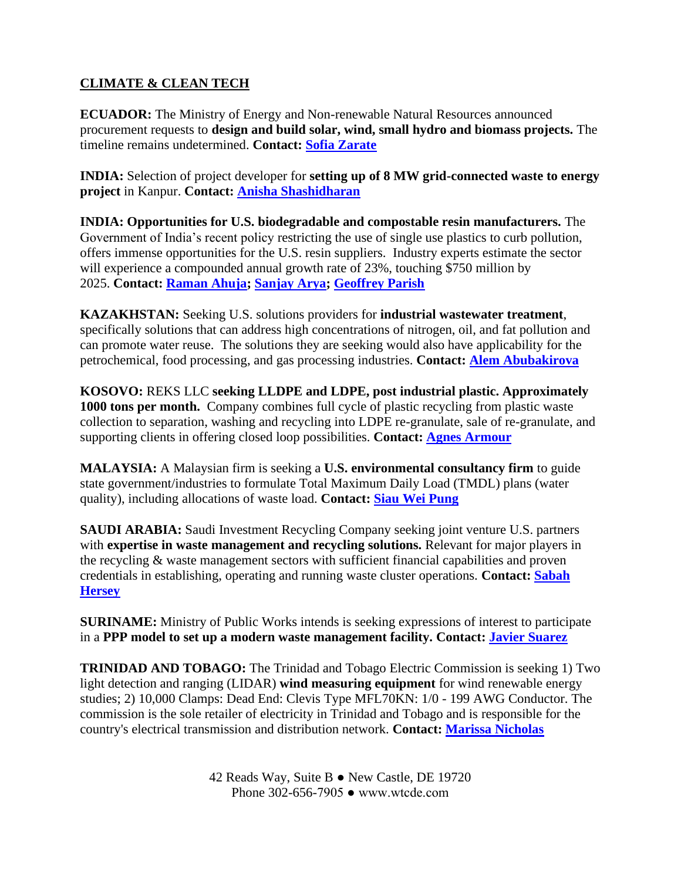## CLIMATE & CLEAN TECH

**ECUADOR:** The Ministry of Energy and Non-renewable Natural Resources announced procurement requests to **design and build solar, wind, small hydro and biomass projects.** The timeline remains undetermined. **Contact: Sofia Zarate**

**INDIA:** Selection of project developer for **setting up of 8 MW grid-connected waste to energy project** in Kanpur. **Contact: Anisha Shashidharan**

**INDIA: Opportunities for U.S. biodegradable and compostable resin manufacturers.** The Government of India's recent policy restricting the use of single use plastics to curb pollution, offers immense opportunities for the U.S. resin suppliers. Industry experts estimate the sector will experience a compounded annual growth rate of 23%, touching $750 million by 2025. **Contact: Raman Ahuja; Sanjay Arya; Geoffrey Parish**

**KAZAKHSTAN:** Seeking U.S. solutions providers for **industrial wastewater treatment**, specifically solutions that can address high concentrations of nitrogen, oil, and fat pollution and can promote water reuse. The solutions they are seeking would also have applicability for the petrochemical, food processing, and gas processing industries. **Contact: Alem Abubakirova**

**KOSOVO:** REKS LLC **seeking LLDPE and LDPE, post industrial plastic. Approximately 1000 tons per month.** Company combines full cycle of plastic recycling from plastic waste collection to separation, washing and recycling into LDPE re-granulate, sale of re-granulate, and supporting clients in offering closed loop possibilities. **Contact: Agnes Armour**

**MALAYSIA:** A Malaysian firm is seeking a **U.S. environmental consultancy firm** to guide state government/industries to formulate Total Maximum Daily Load (TMDL) plans (water quality), including allocations of waste load. **Contact: Siau Wei Pung**

**SAUDI ARABIA:** Saudi Investment Recycling Company seeking joint venture U.S. partners with **expertise in waste management and recycling solutions.** Relevant for major players in the recycling & waste management sectors with sufficient financial capabilities and proven credentials in establishing, operating and running waste cluster operations. **Contact: Sabah Hersey**

**SURINAME:** Ministry of Public Works intends is seeking expressions of interest to participate in a **PPP model to set up a modern waste management facility. Contact: Javier Suarez**

**TRINIDAD AND TOBAGO:** The Trinidad and Tobago Electric Commission is seeking 1) Two light detection and ranging (LIDAR) **wind measuring equipment** for wind renewable energy studies; 2) 10,000 Clamps: Dead End: Clevis Type MFL70KN: 1/0 - 199 AWG Conductor. The commission is the sole retailer of electricity in Trinidad and Tobago and is responsible for the country's electrical transmission and distribution network. **Contact: Marissa Nicholas**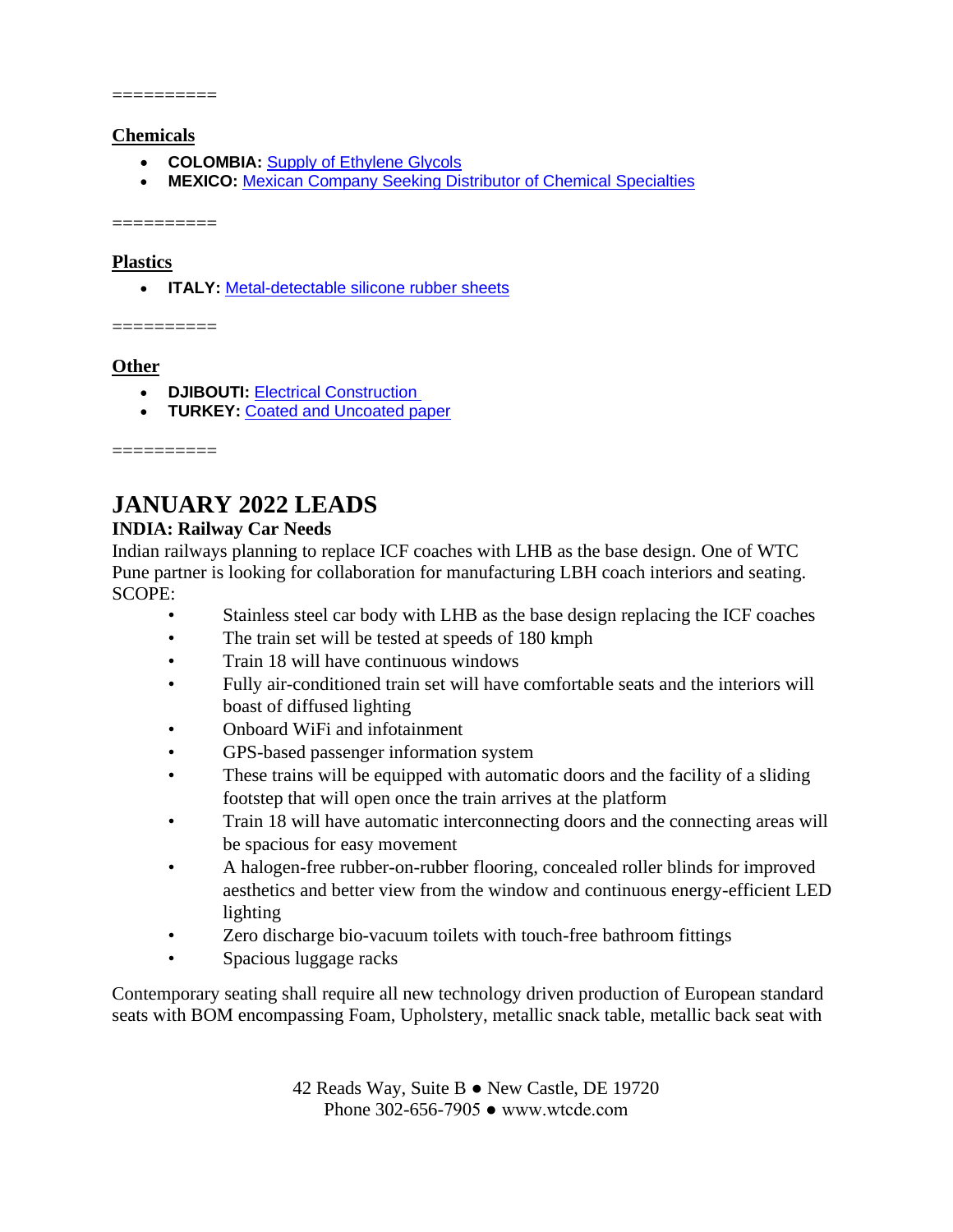==========

**Chemicals**

- **COLOMBIA:** Supply of Ethylene Glycols
- **MEXICO:** Mexican Company Seeking Distributor of Chemical Specialties

==========

**Plastics**

- **ITALY:** Metal-detectable silicone rubber sheets

==========

**Other**

- **DJIBOUTI:** Electrical Construction
- **TURKEY:** Coated and Uncoated paper

==========

# JANUARY 2022 LEADS

**INDIA: Railway Car Needs**

Indian railways planning to replace ICF coaches with LHB as the base design. One of WTC Pune partner is looking for collaboration for manufacturing LBH coach interiors and seating.
SCOPE:

- Stainless steel car body with LHB as the base design replacing the ICF coaches
- The train set will be tested at speeds of 180 kmph
- Train 18 will have continuous windows
- Fully air-conditioned train set will have comfortable seats and the interiors will boast of diffused lighting
- Onboard WiFi and infotainment
- GPS-based passenger information system
- These trains will be equipped with automatic doors and the facility of a sliding footstep that will open once the train arrives at the platform
- Train 18 will have automatic interconnecting doors and the connecting areas will be spacious for easy movement
- A halogen-free rubber-on-rubber flooring, concealed roller blinds for improved aesthetics and better view from the window and continuous energy-efficient LED lighting
- Zero discharge bio-vacuum toilets with touch-free bathroom fittings
- Spacious luggage racks

Contemporary seating shall require all new technology driven production of European standard seats with BOM encompassing Foam, Upholstery, metallic snack table, metallic back seat with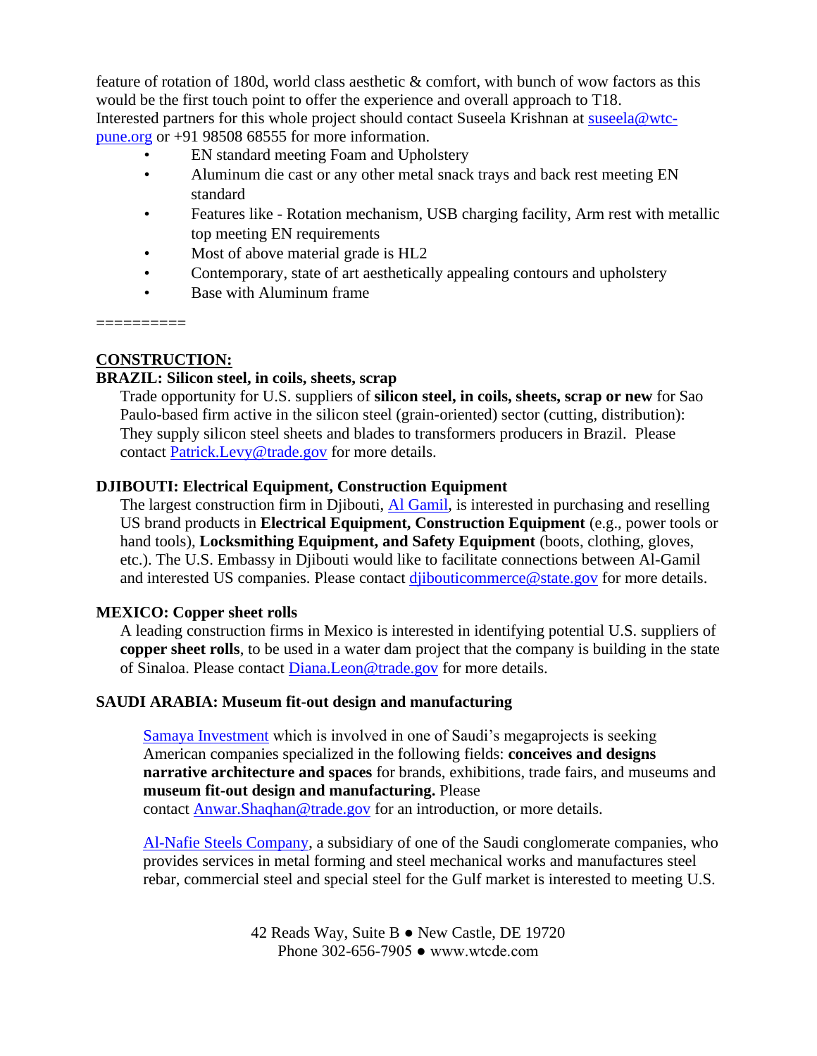feature of rotation of 180d, world class aesthetic & comfort, with bunch of wow factors as this would be the first touch point to offer the experience and overall approach to T18.
Interested partners for this whole project should contact Suseela Krishnan at suseela@wtc-pune.org or +91 98508 68555 for more information.

- EN standard meeting Foam and Upholstery
- Aluminum die cast or any other metal snack trays and back rest meeting EN standard
- Features like - Rotation mechanism, USB charging facility, Arm rest with metallic top meeting EN requirements
- Most of above material grade is HL2
- Contemporary, state of art aesthetically appealing contours and upholstery
- Base with Aluminum frame

==========

## CONSTRUCTION:

### BRAZIL: Silicon steel, in coils, sheets, scrap

Trade opportunity for U.S. suppliers of **silicon steel, in coils, sheets, scrap or new** for Sao Paulo-based firm active in the silicon steel (grain-oriented) sector (cutting, distribution): They supply silicon steel sheets and blades to transformers producers in Brazil. Please contact Patrick.Levy@trade.gov for more details.

### DJIBOUTI: Electrical Equipment, Construction Equipment

The largest construction firm in Djibouti, Al Gamil, is interested in purchasing and reselling US brand products in **Electrical Equipment, Construction Equipment** (e.g., power tools or hand tools), **Locksmithing Equipment, and Safety Equipment** (boots, clothing, gloves, etc.). The U.S. Embassy in Djibouti would like to facilitate connections between Al-Gamil and interested US companies. Please contact djibouticommerce@state.gov for more details.

### MEXICO: Copper sheet rolls

A leading construction firms in Mexico is interested in identifying potential U.S. suppliers of **copper sheet rolls**, to be used in a water dam project that the company is building in the state of Sinaloa. Please contact Diana.Leon@trade.gov for more details.

### SAUDI ARABIA: Museum fit-out design and manufacturing

Samaya Investment which is involved in one of Saudi's megaprojects is seeking American companies specialized in the following fields: **conceives and designs narrative architecture and spaces** for brands, exhibitions, trade fairs, and museums and **museum fit-out design and manufacturing.** Please contact Anwar.Shaqhan@trade.gov for an introduction, or more details.

Al-Nafie Steels Company, a subsidiary of one of the Saudi conglomerate companies, who provides services in metal forming and steel mechanical works and manufactures steel rebar, commercial steel and special steel for the Gulf market is interested to meeting U.S.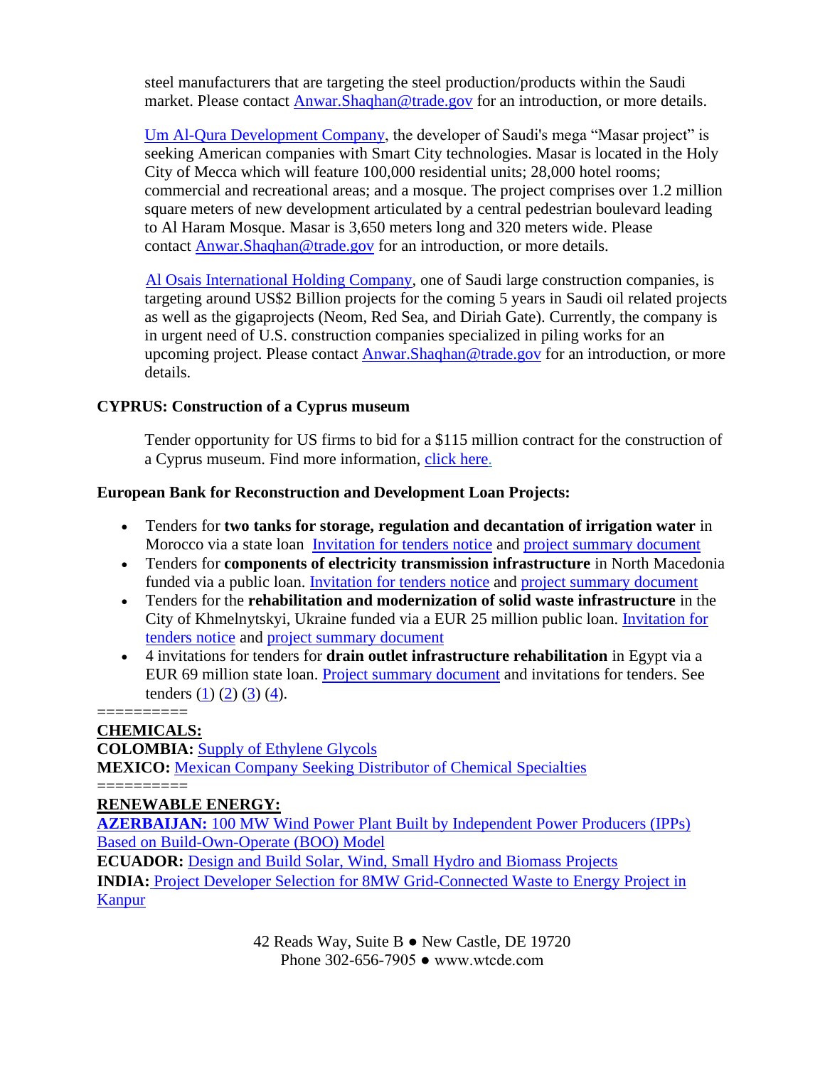steel manufacturers that are targeting the steel production/products within the Saudi market. Please contact Anwar.Shaqhan@trade.gov for an introduction, or more details.

Um Al-Qura Development Company, the developer of Saudi's mega "Masar project" is seeking American companies with Smart City technologies. Masar is located in the Holy City of Mecca which will feature 100,000 residential units; 28,000 hotel rooms; commercial and recreational areas; and a mosque. The project comprises over 1.2 million square meters of new development articulated by a central pedestrian boulevard leading to Al Haram Mosque. Masar is 3,650 meters long and 320 meters wide. Please contact Anwar.Shaqhan@trade.gov for an introduction, or more details.

Al Osais International Holding Company, one of Saudi large construction companies, is targeting around US$2 Billion projects for the coming 5 years in Saudi oil related projects as well as the gigaprojects (Neom, Red Sea, and Diriah Gate). Currently, the company is in urgent need of U.S. construction companies specialized in piling works for an upcoming project. Please contact Anwar.Shaqhan@trade.gov for an introduction, or more details.

**CYPRUS: Construction of a Cyprus museum**

Tender opportunity for US firms to bid for a $115 million contract for the construction of a Cyprus museum. Find more information, click here.

**European Bank for Reconstruction and Development Loan Projects:**

- Tenders for **two tanks for storage, regulation and decantation of irrigation water** in Morocco via a state loan Invitation for tenders notice and project summary document
- Tenders for **components of electricity transmission infrastructure** in North Macedonia funded via a public loan. Invitation for tenders notice and project summary document
- Tenders for the **rehabilitation and modernization of solid waste infrastructure** in the City of Khmelnytskyi, Ukraine funded via a EUR 25 million public loan. Invitation for tenders notice and project summary document
- 4 invitations for tenders for **drain outlet infrastructure rehabilitation** in Egypt via a EUR 69 million state loan. Project summary document and invitations for tenders. See tenders (1) (2) (3) (4).

==========

**CHEMICALS:**

**COLOMBIA:** Supply of Ethylene Glycols

**MEXICO:** Mexican Company Seeking Distributor of Chemical Specialties

==========

**RENEWABLE ENERGY:**

**AZERBAIJAN:** 100 MW Wind Power Plant Built by Independent Power Producers (IPPs) Based on Build-Own-Operate (BOO) Model

**ECUADOR:** Design and Build Solar, Wind, Small Hydro and Biomass Projects

**INDIA:** Project Developer Selection for 8MW Grid-Connected Waste to Energy Project in Kanpur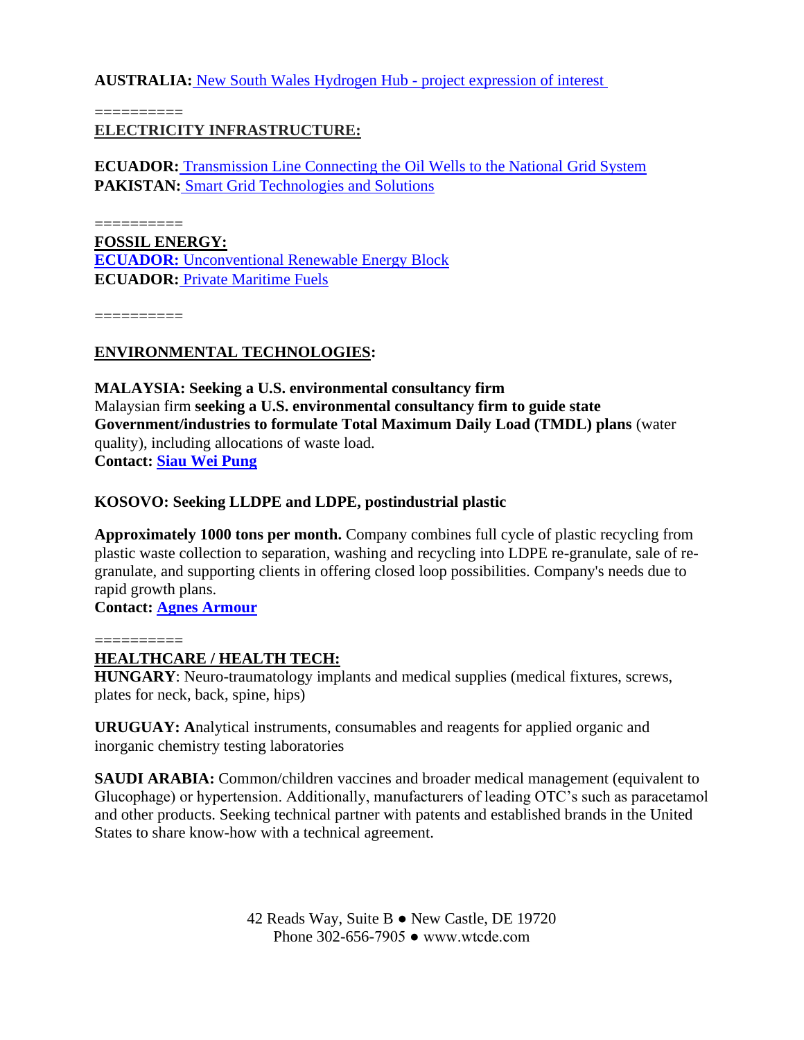**AUSTRALIA:** New South Wales Hydrogen Hub - project expression of interest

==========

**ELECTRICITY INFRASTRUCTURE:**

**ECUADOR:** Transmission Line Connecting the Oil Wells to the National Grid System
**PAKISTAN:** Smart Grid Technologies and Solutions

==========

**FOSSIL ENERGY:**
**ECUADOR:** Unconventional Renewable Energy Block
**ECUADOR:** Private Maritime Fuels

==========

**ENVIRONMENTAL TECHNOLOGIES:**

**MALAYSIA: Seeking a U.S. environmental consultancy firm**
Malaysian firm **seeking a U.S. environmental consultancy firm to guide state Government/industries to formulate Total Maximum Daily Load (TMDL) plans** (water quality), including allocations of waste load.
**Contact: Siau Wei Pung**

**KOSOVO: Seeking LLDPE and LDPE, postindustrial plastic**

**Approximately 1000 tons per month.** Company combines full cycle of plastic recycling from plastic waste collection to separation, washing and recycling into LDPE re-granulate, sale of re-granulate, and supporting clients in offering closed loop possibilities. Company's needs due to rapid growth plans.
**Contact: Agnes Armour**

==========

**HEALTHCARE / HEALTH TECH:**
**HUNGARY**: Neuro-traumatology implants and medical supplies (medical fixtures, screws, plates for neck, back, spine, hips)

**URUGUAY: A**nalytical instruments, consumables and reagents for applied organic and inorganic chemistry testing laboratories

**SAUDI ARABIA:** Common/children vaccines and broader medical management (equivalent to Glucophage) or hypertension. Additionally, manufacturers of leading OTC's such as paracetamol and other products. Seeking technical partner with patents and established brands in the United States to share know-how with a technical agreement.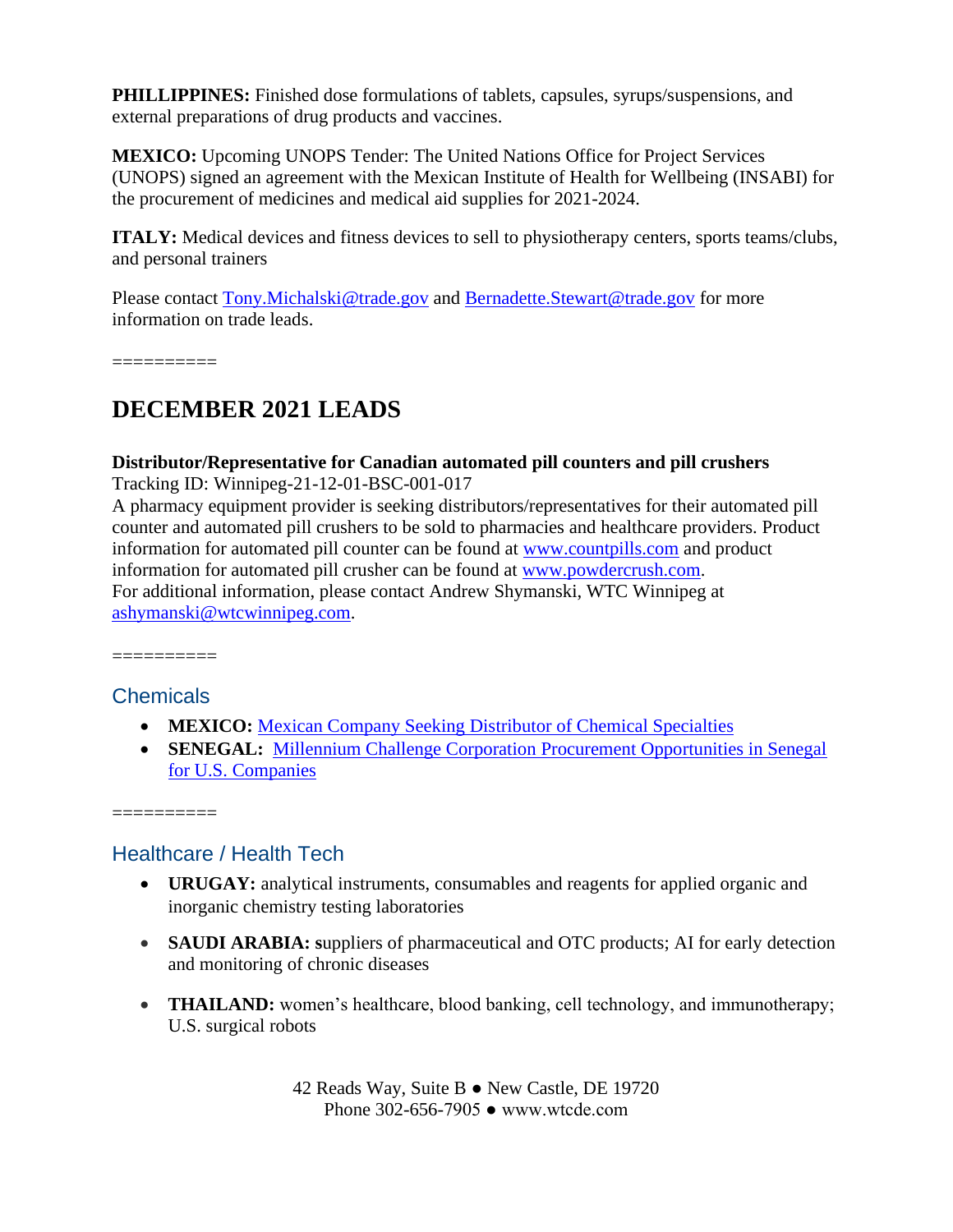**PHILLIPPINES:** Finished dose formulations of tablets, capsules, syrups/suspensions, and external preparations of drug products and vaccines.

**MEXICO:** Upcoming UNOPS Tender: The United Nations Office for Project Services (UNOPS) signed an agreement with the Mexican Institute of Health for Wellbeing (INSABI) for the procurement of medicines and medical aid supplies for 2021-2024.

**ITALY:** Medical devices and fitness devices to sell to physiotherapy centers, sports teams/clubs, and personal trainers

Please contact Tony.Michalski@trade.gov and Bernadette.Stewart@trade.gov for more information on trade leads.

==========

# DECEMBER 2021 LEADS

**Distributor/Representative for Canadian automated pill counters and pill crushers**
Tracking ID: Winnipeg-21-12-01-BSC-001-017
A pharmacy equipment provider is seeking distributors/representatives for their automated pill counter and automated pill crushers to be sold to pharmacies and healthcare providers. Product information for automated pill counter can be found at www.countpills.com and product information for automated pill crusher can be found at www.powdercrush.com.
For additional information, please contact Andrew Shymanski, WTC Winnipeg at ashymanski@wtcwinnipeg.com.

==========

## Chemicals

- **MEXICO:** Mexican Company Seeking Distributor of Chemical Specialties
- **SENEGAL:** Millennium Challenge Corporation Procurement Opportunities in Senegal for U.S. Companies

==========

## Healthcare / Health Tech

- **URUGAY:** analytical instruments, consumables and reagents for applied organic and inorganic chemistry testing laboratories
- **SAUDI ARABIA: s**uppliers of pharmaceutical and OTC products; AI for early detection and monitoring of chronic diseases
- **THAILAND:** women's healthcare, blood banking, cell technology, and immunotherapy; U.S. surgical robots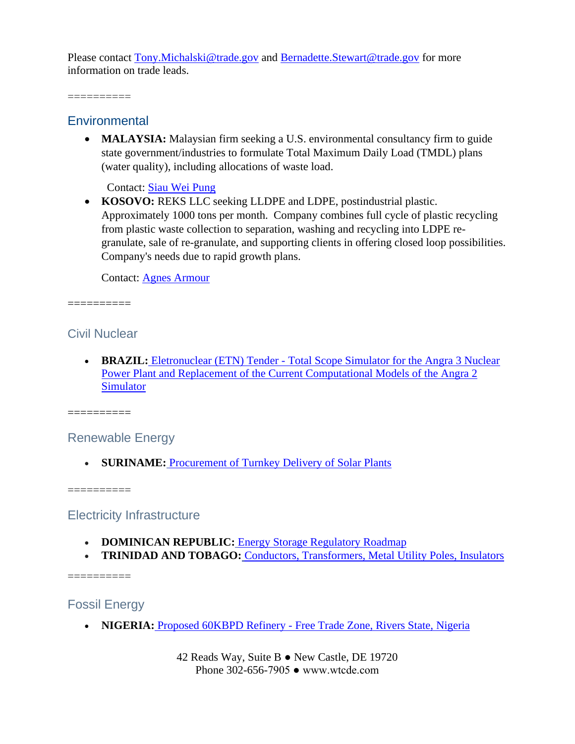Please contact Tony.Michalski@trade.gov and Bernadette.Stewart@trade.gov for more information on trade leads.

==========

## Environmental

- **MALAYSIA:** Malaysian firm seeking a U.S. environmental consultancy firm to guide state government/industries to formulate Total Maximum Daily Load (TMDL) plans (water quality), including allocations of waste load.

  Contact: Siau Wei Pung
- **KOSOVO:** REKS LLC seeking LLDPE and LDPE, postindustrial plastic. Approximately 1000 tons per month. Company combines full cycle of plastic recycling from plastic waste collection to separation, washing and recycling into LDPE re-granulate, sale of re-granulate, and supporting clients in offering closed loop possibilities. Company's needs due to rapid growth plans.

  Contact: Agnes Armour

==========

## Civil Nuclear

- **BRAZIL:** Eletronuclear (ETN) Tender - Total Scope Simulator for the Angra 3 Nuclear Power Plant and Replacement of the Current Computational Models of the Angra 2 Simulator

==========

## Renewable Energy

- **SURINAME:** Procurement of Turnkey Delivery of Solar Plants

==========

## Electricity Infrastructure

- **DOMINICAN REPUBLIC:** Energy Storage Regulatory Roadmap
- **TRINIDAD AND TOBAGO:** Conductors, Transformers, Metal Utility Poles, Insulators

==========

## Fossil Energy

- **NIGERIA:** Proposed 60KBPD Refinery - Free Trade Zone, Rivers State, Nigeria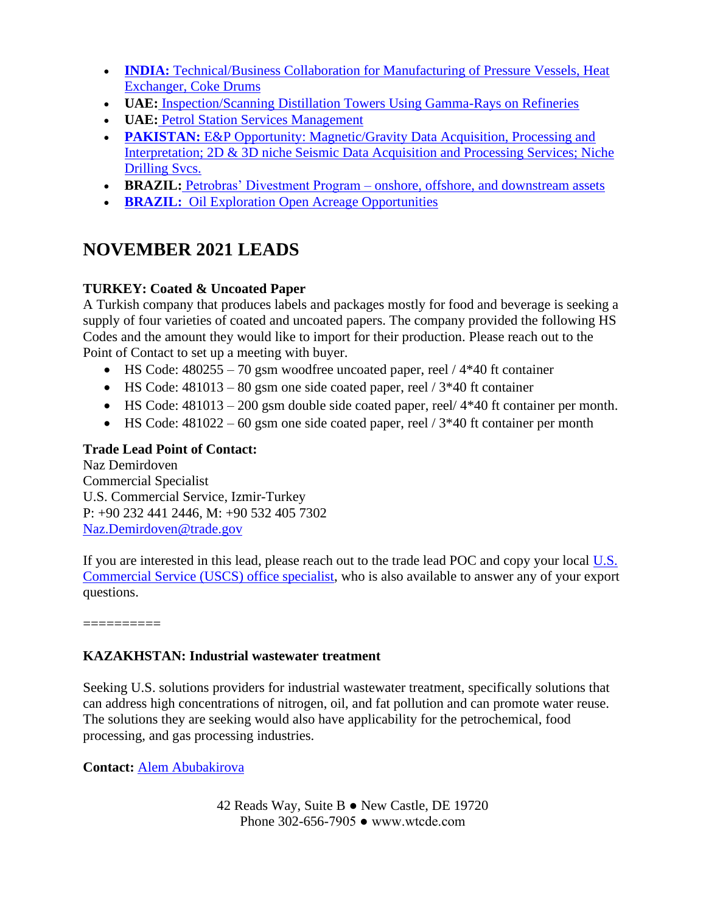- **INDIA:** Technical/Business Collaboration for Manufacturing of Pressure Vessels, Heat Exchanger, Coke Drums
- **UAE:** Inspection/Scanning Distillation Towers Using Gamma-Rays on Refineries
- **UAE:** Petrol Station Services Management
- **PAKISTAN:** E&P Opportunity: Magnetic/Gravity Data Acquisition, Processing and Interpretation; 2D & 3D niche Seismic Data Acquisition and Processing Services; Niche Drilling Svcs.
- **BRAZIL:** Petrobras' Divestment Program – onshore, offshore, and downstream assets
- **BRAZIL:** Oil Exploration Open Acreage Opportunities

## NOVEMBER 2021 LEADS

**TURKEY: Coated & Uncoated Paper**

A Turkish company that produces labels and packages mostly for food and beverage is seeking a supply of four varieties of coated and uncoated papers. The company provided the following HS Codes and the amount they would like to import for their production. Please reach out to the Point of Contact to set up a meeting with buyer.

- HS Code: 480255 – 70 gsm woodfree uncoated paper, reel / 4*40 ft container
- HS Code: 481013 – 80 gsm one side coated paper, reel / 3*40 ft container
- HS Code: 481013 – 200 gsm double side coated paper, reel/ 4*40 ft container per month.
- HS Code: 481022 – 60 gsm one side coated paper, reel / 3*40 ft container per month

**Trade Lead Point of Contact:**
Naz Demirdoven
Commercial Specialist
U.S. Commercial Service, Izmir-Turkey
P: +90 232 441 2446, M: +90 532 405 7302
Naz.Demirdoven@trade.gov

If you are interested in this lead, please reach out to the trade lead POC and copy your local U.S. Commercial Service (USCS) office specialist, who is also available to answer any of your export questions.

==========

**KAZAKHSTAN: Industrial wastewater treatment**

Seeking U.S. solutions providers for industrial wastewater treatment, specifically solutions that can address high concentrations of nitrogen, oil, and fat pollution and can promote water reuse. The solutions they are seeking would also have applicability for the petrochemical, food processing, and gas processing industries.

**Contact:** Alem Abubakirova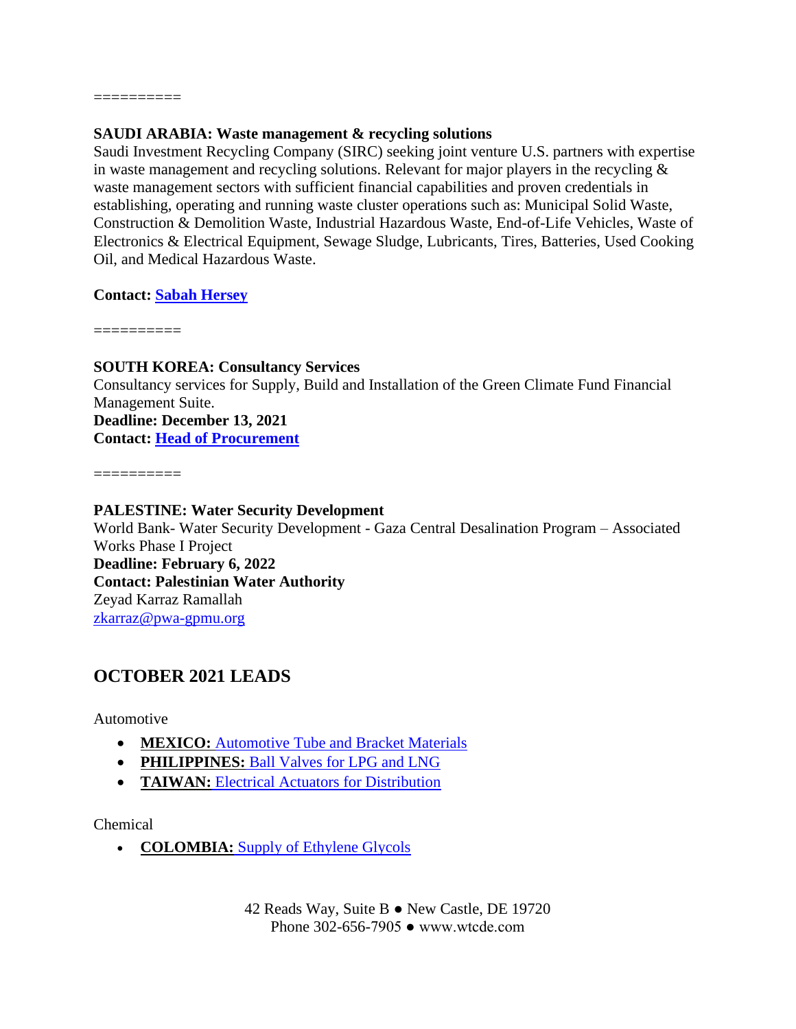==========

**SAUDI ARABIA: Waste management & recycling solutions**
Saudi Investment Recycling Company (SIRC) seeking joint venture U.S. partners with expertise in waste management and recycling solutions. Relevant for major players in the recycling & waste management sectors with sufficient financial capabilities and proven credentials in establishing, operating and running waste cluster operations such as: Municipal Solid Waste, Construction & Demolition Waste, Industrial Hazardous Waste, End-of-Life Vehicles, Waste of Electronics & Electrical Equipment, Sewage Sludge, Lubricants, Tires, Batteries, Used Cooking Oil, and Medical Hazardous Waste.

**Contact: Sabah Hersey**

==========

**SOUTH KOREA: Consultancy Services**
Consultancy services for Supply, Build and Installation of the Green Climate Fund Financial Management Suite.
**Deadline: December 13, 2021**
**Contact: Head of Procurement**

==========

**PALESTINE: Water Security Development**
World Bank- Water Security Development - Gaza Central Desalination Program – Associated Works Phase I Project
**Deadline: February 6, 2022**
**Contact: Palestinian Water Authority**
Zeyad Karraz Ramallah
zkarraz@pwa-gpmu.org

## OCTOBER 2021 LEADS

Automotive

- **MEXICO:** Automotive Tube and Bracket Materials
- **PHILIPPINES:** Ball Valves for LPG and LNG
- **TAIWAN:** Electrical Actuators for Distribution

Chemical

- **COLOMBIA:** Supply of Ethylene Glycols

42 Reads Way, Suite B ● New Castle, DE 19720
Phone 302-656-7905 ● www.wtcde.com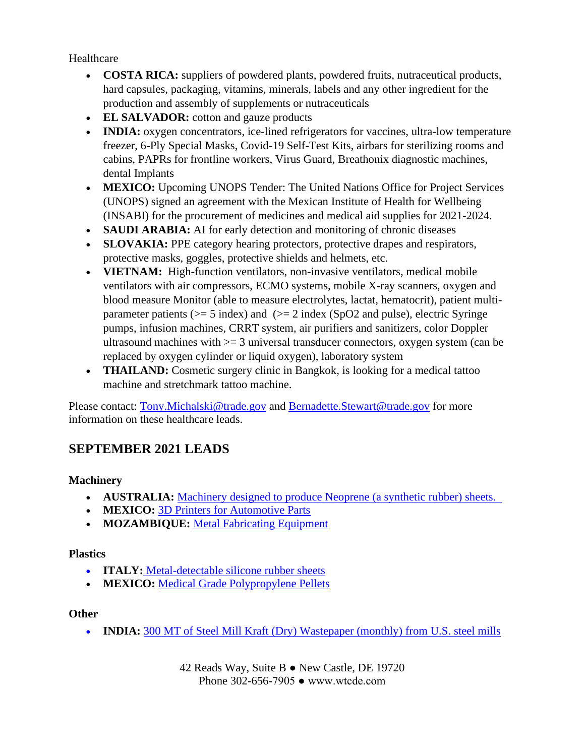Healthcare

- **COSTA RICA:** suppliers of powdered plants, powdered fruits, nutraceutical products, hard capsules, packaging, vitamins, minerals, labels and any other ingredient for the production and assembly of supplements or nutraceuticals
- **EL SALVADOR:** cotton and gauze products
- **INDIA:** oxygen concentrators, ice-lined refrigerators for vaccines, ultra-low temperature freezer, 6-Ply Special Masks, Covid-19 Self-Test Kits, airbars for sterilizing rooms and cabins, PAPRs for frontline workers, Virus Guard, Breathonix diagnostic machines, dental Implants
- **MEXICO:** Upcoming UNOPS Tender: The United Nations Office for Project Services (UNOPS) signed an agreement with the Mexican Institute of Health for Wellbeing (INSABI) for the procurement of medicines and medical aid supplies for 2021-2024.
- **SAUDI ARABIA:** AI for early detection and monitoring of chronic diseases
- **SLOVAKIA:** PPE category hearing protectors, protective drapes and respirators, protective masks, goggles, protective shields and helmets, etc.
- **VIETNAM:** High-function ventilators, non-invasive ventilators, medical mobile ventilators with air compressors, ECMO systems, mobile X-ray scanners, oxygen and blood measure Monitor (able to measure electrolytes, lactat, hematocrit), patient multi-parameter patients (>= 5 index) and (>= 2 index (SpO2 and pulse), electric Syringe pumps, infusion machines, CRRT system, air purifiers and sanitizers, color Doppler ultrasound machines with >= 3 universal transducer connectors, oxygen system (can be replaced by oxygen cylinder or liquid oxygen), laboratory system
- **THAILAND:** Cosmetic surgery clinic in Bangkok, is looking for a medical tattoo machine and stretchmark tattoo machine.

Please contact: Tony.Michalski@trade.gov and Bernadette.Stewart@trade.gov for more information on these healthcare leads.

## SEPTEMBER 2021 LEADS

**Machinery**

- **AUSTRALIA:** Machinery designed to produce Neoprene (a synthetic rubber) sheets.
- **MEXICO:** 3D Printers for Automotive Parts
- **MOZAMBIQUE:** Metal Fabricating Equipment

**Plastics**

- **ITALY:** Metal-detectable silicone rubber sheets
- **MEXICO:** Medical Grade Polypropylene Pellets

**Other**

- **INDIA:** 300 MT of Steel Mill Kraft (Dry) Wastepaper (monthly) from U.S. steel mills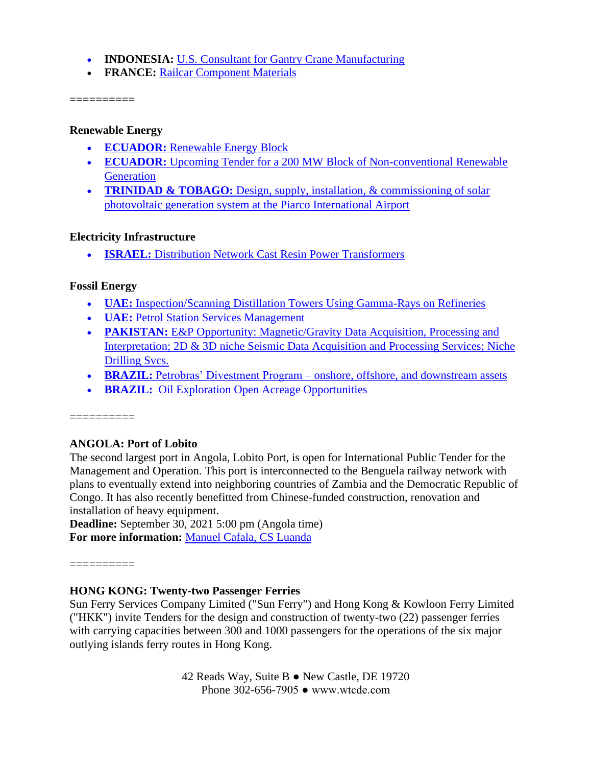- **INDONESIA:** U.S. Consultant for Gantry Crane Manufacturing
- **FRANCE:** Railcar Component Materials

==========

**Renewable Energy**

- **ECUADOR:** Renewable Energy Block
- **ECUADOR:** Upcoming Tender for a 200 MW Block of Non-conventional Renewable Generation
- **TRINIDAD & TOBAGO:** Design, supply, installation, & commissioning of solar photovoltaic generation system at the Piarco International Airport

**Electricity Infrastructure**

- **ISRAEL:** Distribution Network Cast Resin Power Transformers

**Fossil Energy**

- **UAE:** Inspection/Scanning Distillation Towers Using Gamma-Rays on Refineries
- **UAE:** Petrol Station Services Management
- **PAKISTAN:** E&P Opportunity: Magnetic/Gravity Data Acquisition, Processing and Interpretation; 2D & 3D niche Seismic Data Acquisition and Processing Services; Niche Drilling Svcs.
- **BRAZIL:** Petrobras' Divestment Program – onshore, offshore, and downstream assets
- **BRAZIL:** Oil Exploration Open Acreage Opportunities

==========

**ANGOLA: Port of Lobito**

The second largest port in Angola, Lobito Port, is open for International Public Tender for the Management and Operation. This port is interconnected to the Benguela railway network with plans to eventually extend into neighboring countries of Zambia and the Democratic Republic of Congo. It has also recently benefitted from Chinese-funded construction, renovation and installation of heavy equipment.

**Deadline:** September 30, 2021 5:00 pm (Angola time)

**For more information:** Manuel Cafala, CS Luanda

==========

**HONG KONG: Twenty-two Passenger Ferries**

Sun Ferry Services Company Limited ("Sun Ferry") and Hong Kong & Kowloon Ferry Limited ("HKK") invite Tenders for the design and construction of twenty-two (22) passenger ferries with carrying capacities between 300 and 1000 passengers for the operations of the six major outlying islands ferry routes in Hong Kong.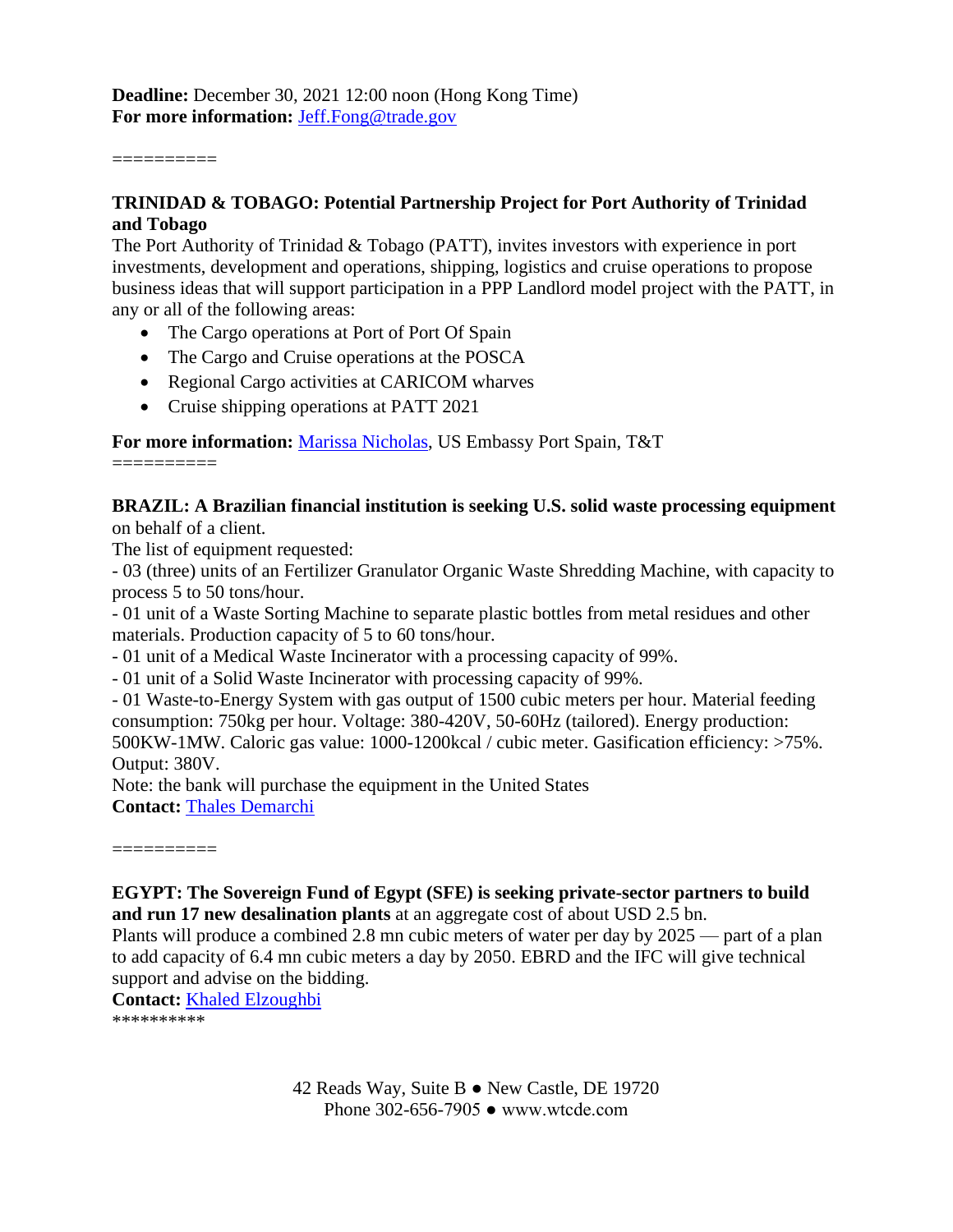**Deadline:** December 30, 2021 12:00 noon (Hong Kong Time)
**For more information:** [Jeff.Fong@trade.gov](mailto:Jeff.Fong@trade.gov)

==========

**TRINIDAD & TOBAGO: Potential Partnership Project for Port Authority of Trinidad and Tobago**
The Port Authority of Trinidad & Tobago (PATT), invites investors with experience in port investments, development and operations, shipping, logistics and cruise operations to propose business ideas that will support participation in a PPP Landlord model project with the PATT, in any or all of the following areas:

- The Cargo operations at Port of Port Of Spain
- The Cargo and Cruise operations at the POSCA
- Regional Cargo activities at CARICOM wharves
- Cruise shipping operations at PATT 2021

**For more information:** Marissa Nicholas, US Embassy Port Spain, T&T
==========

**BRAZIL: A Brazilian financial institution is seeking U.S. solid waste processing equipment** on behalf of a client.
The list of equipment requested:
- 03 (three) units of an Fertilizer Granulator Organic Waste Shredding Machine, with capacity to process 5 to 50 tons/hour.
- 01 unit of a Waste Sorting Machine to separate plastic bottles from metal residues and other materials. Production capacity of 5 to 60 tons/hour.
- 01 unit of a Medical Waste Incinerator with a processing capacity of 99%.
- 01 unit of a Solid Waste Incinerator with processing capacity of 99%.
- 01 Waste-to-Energy System with gas output of 1500 cubic meters per hour. Material feeding consumption: 750kg per hour. Voltage: 380-420V, 50-60Hz (tailored). Energy production: 500KW-1MW. Caloric gas value: 1000-1200kcal / cubic meter. Gasification efficiency: >75%. Output: 380V.
Note: the bank will purchase the equipment in the United States
**Contact:** Thales Demarchi

==========

**EGYPT: The Sovereign Fund of Egypt (SFE) is seeking private-sector partners to build and run 17 new desalination plants** at an aggregate cost of about USD 2.5 bn.
Plants will produce a combined 2.8 mn cubic meters of water per day by 2025 — part of a plan to add capacity of 6.4 mn cubic meters a day by 2050. EBRD and the IFC will give technical support and advise on the bidding.
**Contact:** Khaled Elzoughbi
**********

42 Reads Way, Suite B ● New Castle, DE 19720
Phone 302-656-7905 ● www.wtcde.com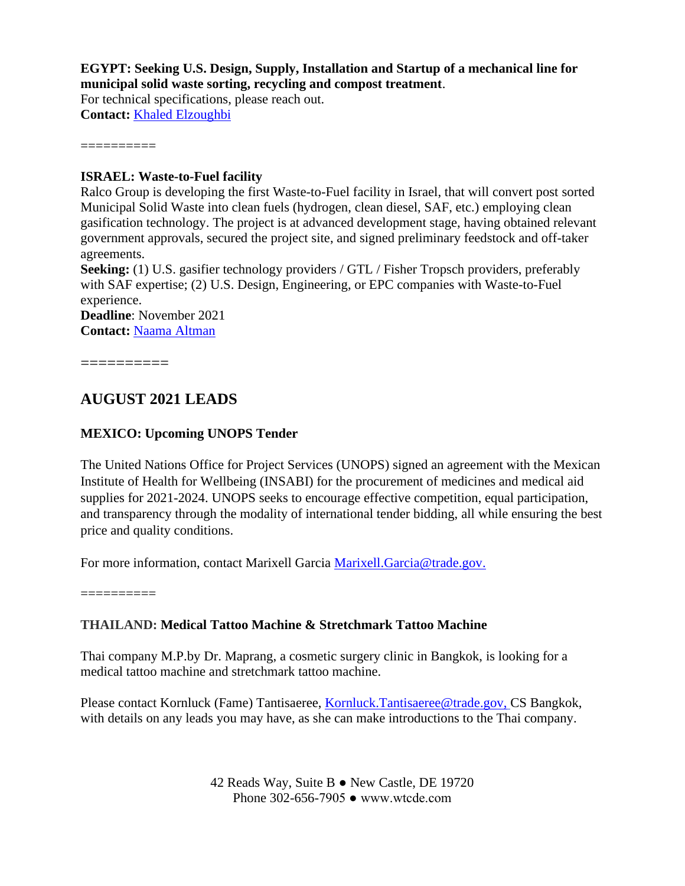**EGYPT: Seeking U.S. Design, Supply, Installation and Startup of a mechanical line for municipal solid waste sorting, recycling and compost treatment**.
For technical specifications, please reach out.
**Contact:** Khaled Elzoughbi

==========

**ISRAEL: Waste-to-Fuel facility**
Ralco Group is developing the first Waste-to-Fuel facility in Israel, that will convert post sorted Municipal Solid Waste into clean fuels (hydrogen, clean diesel, SAF, etc.) employing clean gasification technology. The project is at advanced development stage, having obtained relevant government approvals, secured the project site, and signed preliminary feedstock and off-taker agreements.
**Seeking:** (1) U.S. gasifier technology providers / GTL / Fisher Tropsch providers, preferably with SAF expertise; (2) U.S. Design, Engineering, or EPC companies with Waste-to-Fuel experience.
**Deadline**: November 2021
**Contact:** Naama Altman

==========

## AUGUST 2021 LEADS

**MEXICO: Upcoming UNOPS Tender**

The United Nations Office for Project Services (UNOPS) signed an agreement with the Mexican Institute of Health for Wellbeing (INSABI) for the procurement of medicines and medical aid supplies for 2021-2024. UNOPS seeks to encourage effective competition, equal participation, and transparency through the modality of international tender bidding, all while ensuring the best price and quality conditions.

For more information, contact Marixell Garcia Marixell.Garcia@trade.gov.

==========

**THAILAND: Medical Tattoo Machine & Stretchmark Tattoo Machine**

Thai company M.P.by Dr. Maprang, a cosmetic surgery clinic in Bangkok, is looking for a medical tattoo machine and stretchmark tattoo machine.

Please contact Kornluck (Fame) Tantisaeree, Kornluck.Tantisaeree@trade.gov, CS Bangkok, with details on any leads you may have, as she can make introductions to the Thai company.

42 Reads Way, Suite B ● New Castle, DE 19720
Phone 302-656-7905 ● www.wtcde.com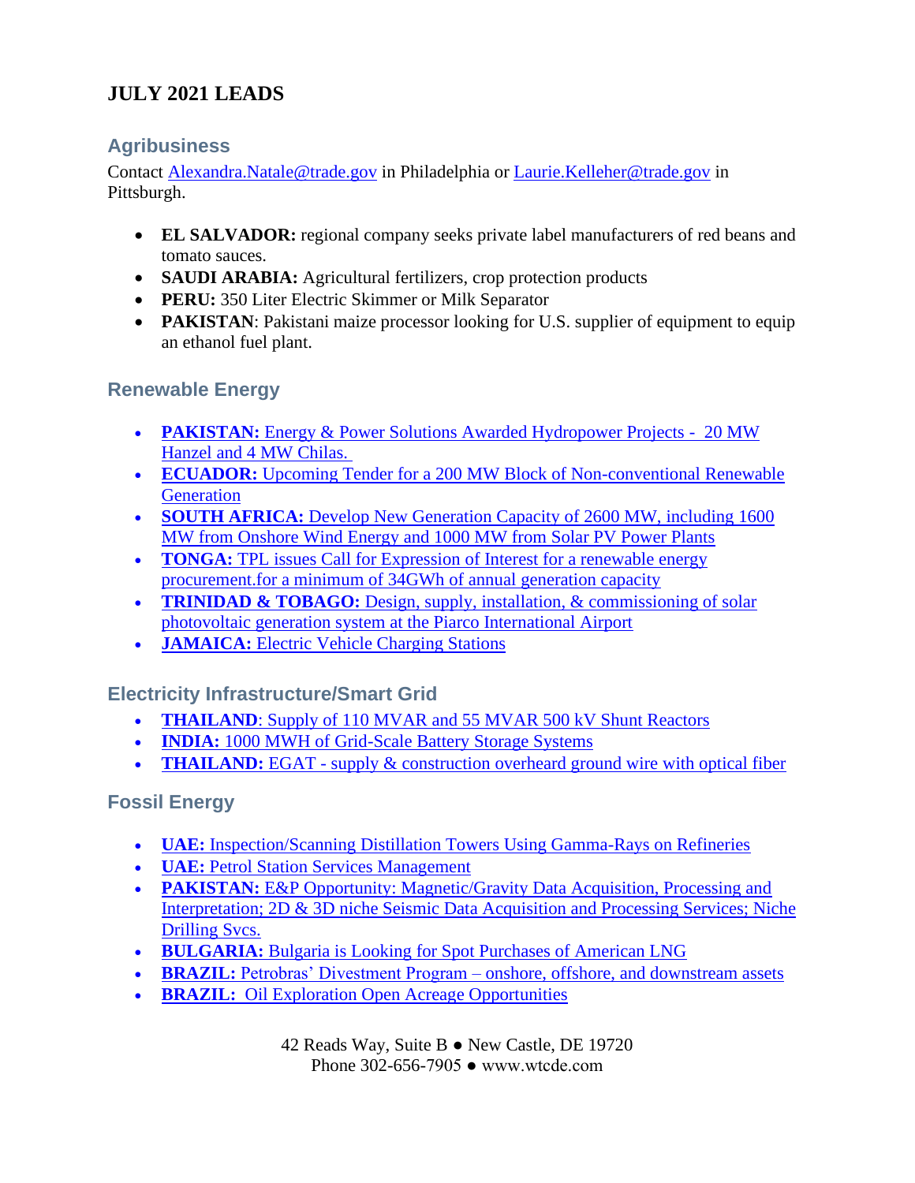# JULY 2021 LEADS

## Agribusiness

Contact Alexandra.Natale@trade.gov in Philadelphia or Laurie.Kelleher@trade.gov in Pittsburgh.

- **EL SALVADOR:** regional company seeks private label manufacturers of red beans and tomato sauces.
- **SAUDI ARABIA:** Agricultural fertilizers, crop protection products
- **PERU:** 350 Liter Electric Skimmer or Milk Separator
- **PAKISTAN**: Pakistani maize processor looking for U.S. supplier of equipment to equip an ethanol fuel plant.

## Renewable Energy

- **PAKISTAN:** Energy & Power Solutions Awarded Hydropower Projects - 20 MW Hanzel and 4 MW Chilas.
- **ECUADOR:** Upcoming Tender for a 200 MW Block of Non-conventional Renewable Generation
- **SOUTH AFRICA:** Develop New Generation Capacity of 2600 MW, including 1600 MW from Onshore Wind Energy and 1000 MW from Solar PV Power Plants
- **TONGA:** TPL issues Call for Expression of Interest for a renewable energy procurement.for a minimum of 34GWh of annual generation capacity
- **TRINIDAD & TOBAGO:** Design, supply, installation, & commissioning of solar photovoltaic generation system at the Piarco International Airport
- **JAMAICA:** Electric Vehicle Charging Stations

## Electricity Infrastructure/Smart Grid

- **THAILAND**: Supply of 110 MVAR and 55 MVAR 500 kV Shunt Reactors
- **INDIA:** 1000 MWH of Grid-Scale Battery Storage Systems
- **THAILAND:** EGAT - supply & construction overheard ground wire with optical fiber

## Fossil Energy

- **UAE:** Inspection/Scanning Distillation Towers Using Gamma-Rays on Refineries
- **UAE:** Petrol Station Services Management
- **PAKISTAN:** E&P Opportunity: Magnetic/Gravity Data Acquisition, Processing and Interpretation; 2D & 3D niche Seismic Data Acquisition and Processing Services; Niche Drilling Svcs.
- **BULGARIA:** Bulgaria is Looking for Spot Purchases of American LNG
- **BRAZIL:** Petrobras' Divestment Program – onshore, offshore, and downstream assets
- **BRAZIL:** Oil Exploration Open Acreage Opportunities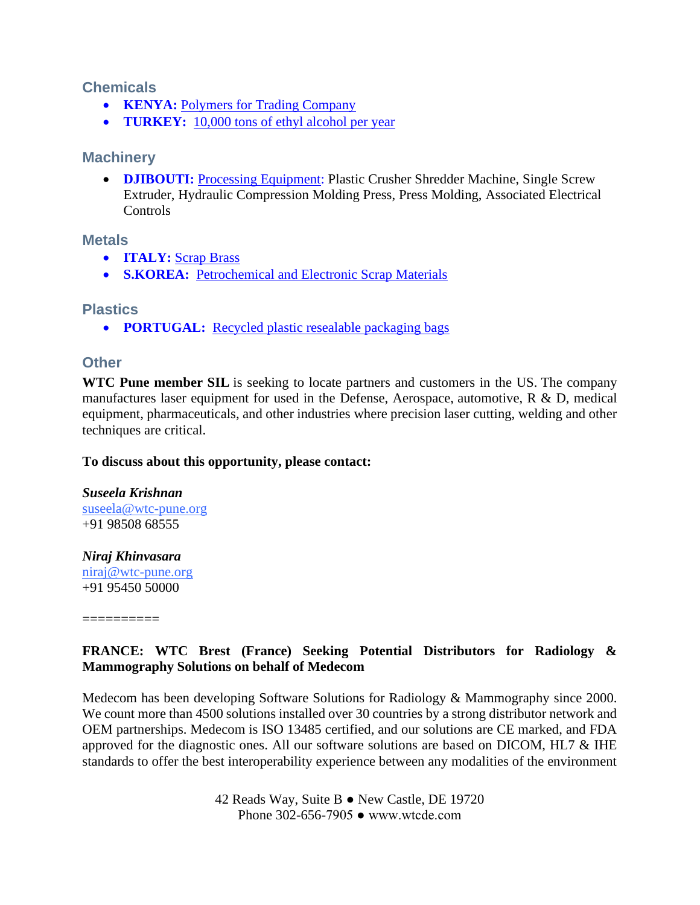## Chemicals

- **KENYA:** Polymers for Trading Company
- **TURKEY:** 10,000 tons of ethyl alcohol per year

## Machinery

- **DJIBOUTI:** Processing Equipment: Plastic Crusher Shredder Machine, Single Screw Extruder, Hydraulic Compression Molding Press, Press Molding, Associated Electrical Controls

## Metals

- **ITALY:** Scrap Brass
- **S.KOREA:** Petrochemical and Electronic Scrap Materials

## Plastics

- **PORTUGAL:** Recycled plastic resealable packaging bags

## Other

**WTC Pune member SIL** is seeking to locate partners and customers in the US. The company manufactures laser equipment for used in the Defense, Aerospace, automotive, R & D, medical equipment, pharmaceuticals, and other industries where precision laser cutting, welding and other techniques are critical.

**To discuss about this opportunity, please contact:**

***Suseela Krishnan***
suseela@wtc-pune.org
+91 98508 68555

***Niraj Khinvasara***
niraj@wtc-pune.org
+91 95450 50000

==========

**FRANCE: WTC Brest (France) Seeking Potential Distributors for Radiology & Mammography Solutions on behalf of Medecom**

Medecom has been developing Software Solutions for Radiology & Mammography since 2000. We count more than 4500 solutions installed over 30 countries by a strong distributor network and OEM partnerships. Medecom is ISO 13485 certified, and our solutions are CE marked, and FDA approved for the diagnostic ones. All our software solutions are based on DICOM, HL7 & IHE standards to offer the best interoperability experience between any modalities of the environment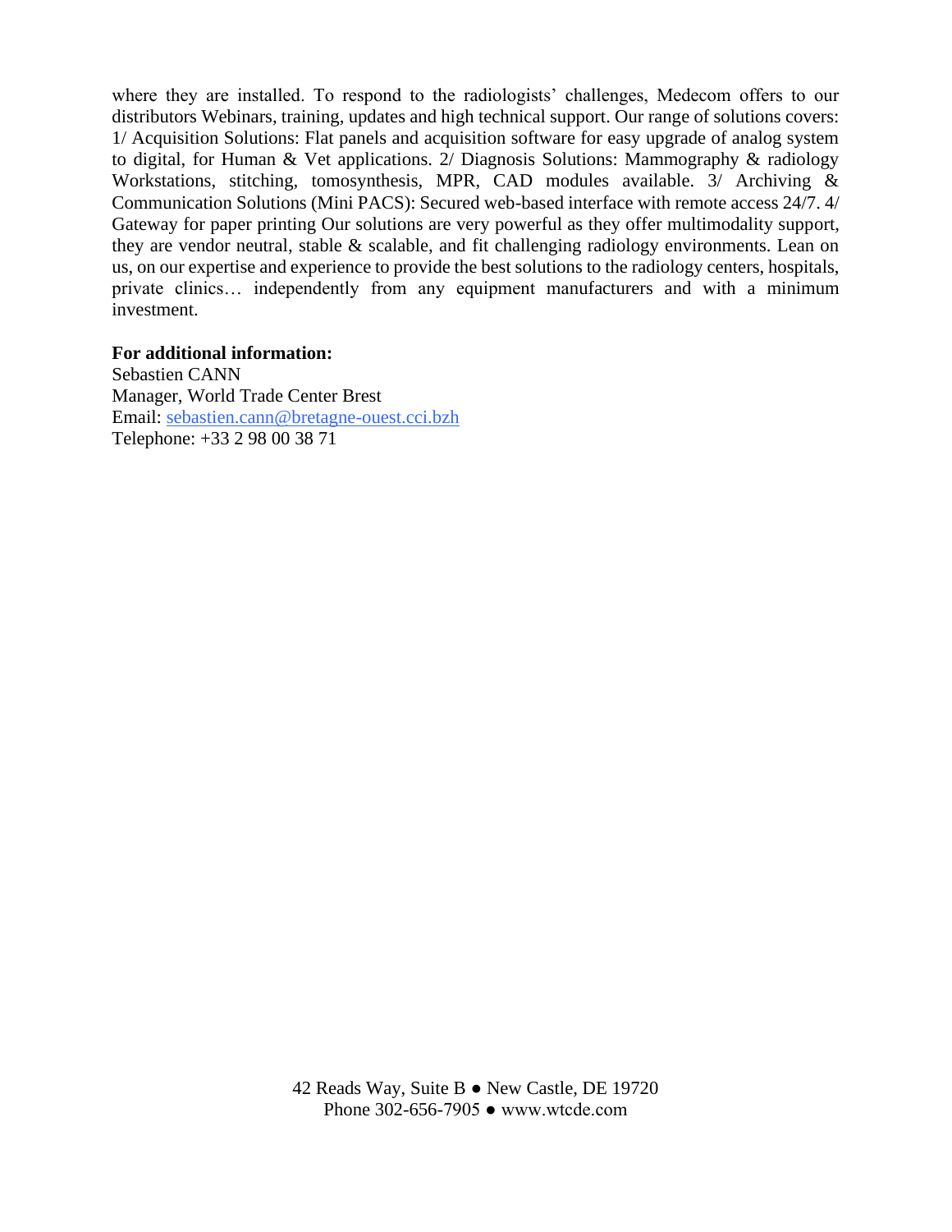where they are installed. To respond to the radiologists' challenges, Medecom offers to our distributors Webinars, training, updates and high technical support. Our range of solutions covers: 1/ Acquisition Solutions: Flat panels and acquisition software for easy upgrade of analog system to digital, for Human & Vet applications. 2/ Diagnosis Solutions: Mammography & radiology Workstations, stitching, tomosynthesis, MPR, CAD modules available. 3/ Archiving & Communication Solutions (Mini PACS): Secured web-based interface with remote access 24/7. 4/ Gateway for paper printing Our solutions are very powerful as they offer multimodality support, they are vendor neutral, stable & scalable, and fit challenging radiology environments. Lean on us, on our expertise and experience to provide the best solutions to the radiology centers, hospitals, private clinics… independently from any equipment manufacturers and with a minimum investment.

**For additional information:**
Sebastien CANN
Manager, World Trade Center Brest
Email: sebastien.cann@bretagne-ouest.cci.bzh
Telephone: +33 2 98 00 38 71

42 Reads Way, Suite B ● New Castle, DE 19720
Phone 302-656-7905 ● www.wtcde.com